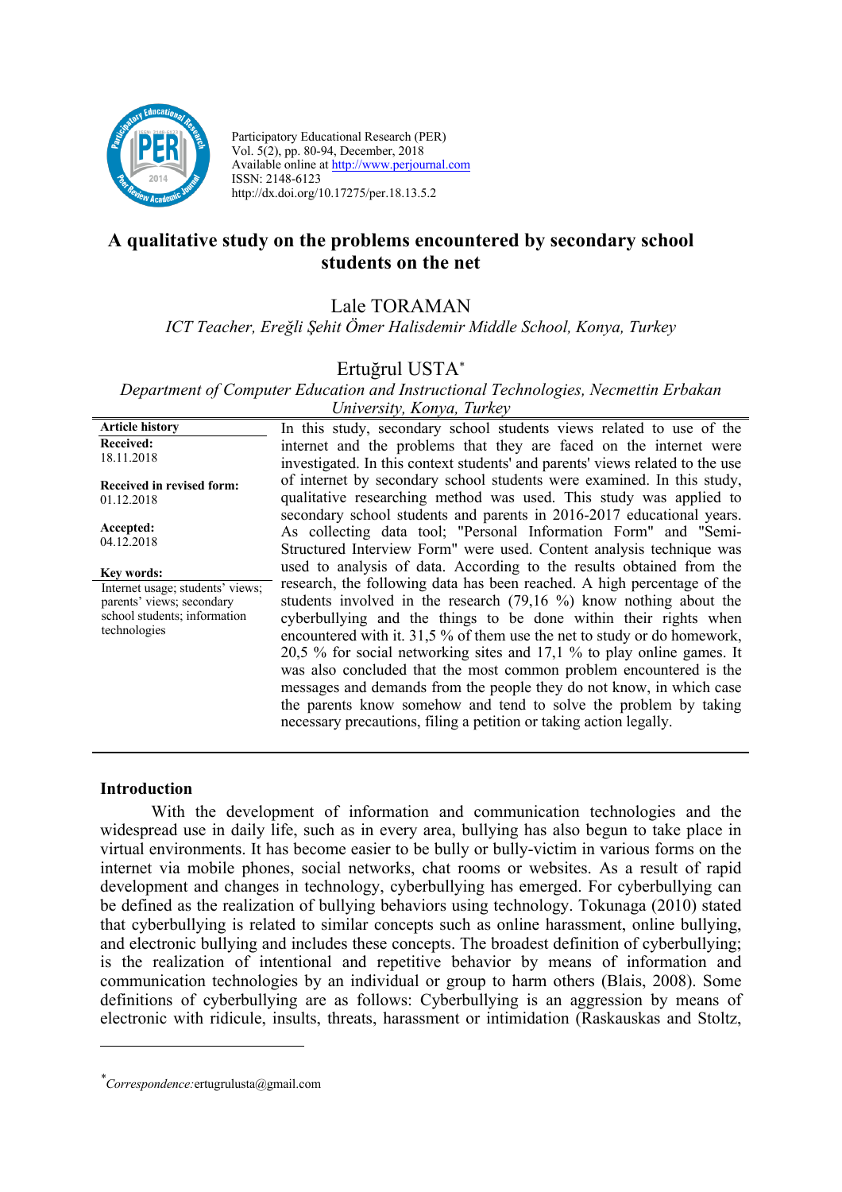Participatory Educational Research (PER)
Vol. 5(2), pp. 80-94, December, 2018
Available online at http://www.perjournal.com
ISSN: 2148-6123
http://dx.doi.org/10.17275/per.18.13.5.2

# A qualitative study on the problems encountered by secondary school students on the net

Lale TORAMAN

*ICT Teacher, Ereğli Şehit Ömer Halisdemir Middle School, Konya, Turkey*

Ertuğrul USTA*

*Department of Computer Education and Instructional Technologies, Necmettin Erbakan University, Konya, Turkey*

**Article history**
**Received:**
18.11.2018

**Received in revised form:**
01.12.2018

**Accepted:**
04.12.2018

**Key words:**
Internet usage; students' views; parents' views; secondary school students; information technologies

In this study, secondary school students views related to use of the internet and the problems that they are faced on the internet were investigated. In this context students' and parents' views related to the use of internet by secondary school students were examined. In this study, qualitative researching method was used. This study was applied to secondary school students and parents in 2016-2017 educational years. As collecting data tool; "Personal Information Form" and "Semi-Structured Interview Form" were used. Content analysis technique was used to analysis of data. According to the results obtained from the research, the following data has been reached. A high percentage of the students involved in the research (79,16 %) know nothing about the cyberbullying and the things to be done within their rights when encountered with it. 31,5 % of them use the net to study or do homework, 20,5 % for social networking sites and 17,1 % to play online games. It was also concluded that the most common problem encountered is the messages and demands from the people they do not know, in which case the parents know somehow and tend to solve the problem by taking necessary precautions, filing a petition or taking action legally.

## Introduction

With the development of information and communication technologies and the widespread use in daily life, such as in every area, bullying has also begun to take place in virtual environments. It has become easier to be bully or bully-victim in various forms on the internet via mobile phones, social networks, chat rooms or websites. As a result of rapid development and changes in technology, cyberbullying has emerged. For cyberbullying can be defined as the realization of bullying behaviors using technology. Tokunaga (2010) stated that cyberbullying is related to similar concepts such as online harassment, online bullying, and electronic bullying and includes these concepts. The broadest definition of cyberbullying; is the realization of intentional and repetitive behavior by means of information and communication technologies by an individual or group to harm others (Blais, 2008). Some definitions of cyberbullying are as follows: Cyberbullying is an aggression by means of electronic with ridicule, insults, threats, harassment or intimidation (Raskauskas and Stoltz,

*Correspondence: ertugrulusta@gmail.com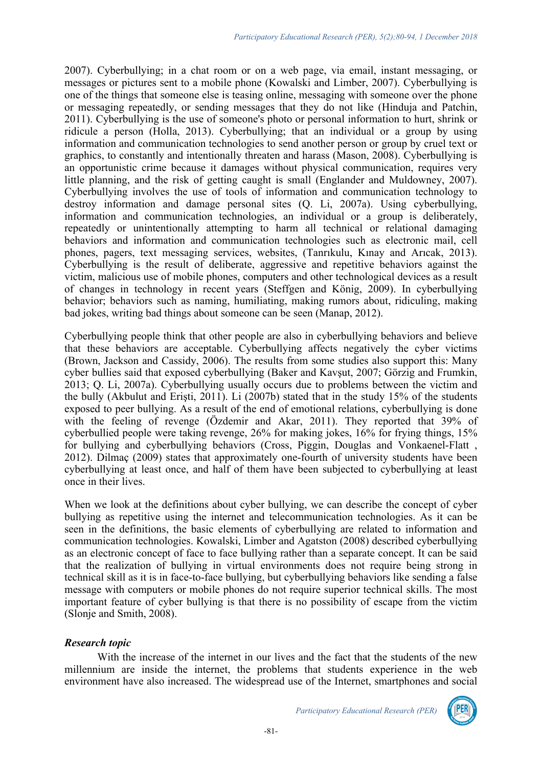2007). Cyberbullying; in a chat room or on a web page, via email, instant messaging, or messages or pictures sent to a mobile phone (Kowalski and Limber, 2007). Cyberbullying is one of the things that someone else is teasing online, messaging with someone over the phone or messaging repeatedly, or sending messages that they do not like (Hinduja and Patchin, 2011). Cyberbullying is the use of someone's photo or personal information to hurt, shrink or ridicule a person (Holla, 2013). Cyberbullying; that an individual or a group by using information and communication technologies to send another person or group by cruel text or graphics, to constantly and intentionally threaten and harass (Mason, 2008). Cyberbullying is an opportunistic crime because it damages without physical communication, requires very little planning, and the risk of getting caught is small (Englander and Muldowney, 2007). Cyberbullying involves the use of tools of information and communication technology to destroy information and damage personal sites (Q. Li, 2007a). Using cyberbullying, information and communication technologies, an individual or a group is deliberately, repeatedly or unintentionally attempting to harm all technical or relational damaging behaviors and information and communication technologies such as electronic mail, cell phones, pagers, text messaging services, websites, (Tanrıkulu, Kınay and Arıcak, 2013). Cyberbullying is the result of deliberate, aggressive and repetitive behaviors against the victim, malicious use of mobile phones, computers and other technological devices as a result of changes in technology in recent years (Steffgen and König, 2009). In cyberbullying behavior; behaviors such as naming, humiliating, making rumors about, ridiculing, making bad jokes, writing bad things about someone can be seen (Manap, 2012).

Cyberbullying people think that other people are also in cyberbullying behaviors and believe that these behaviors are acceptable. Cyberbullying affects negatively the cyber victims (Brown, Jackson and Cassidy, 2006). The results from some studies also support this: Many cyber bullies said that exposed cyberbullying (Baker and Kavşut, 2007; Görzig and Frumkin, 2013; Q. Li, 2007a). Cyberbullying usually occurs due to problems between the victim and the bully (Akbulut and Erişti, 2011). Li (2007b) stated that in the study 15% of the students exposed to peer bullying. As a result of the end of emotional relations, cyberbullying is done with the feeling of revenge (Özdemir and Akar, 2011). They reported that 39% of cyberbullied people were taking revenge, 26% for making jokes, 16% for frying things, 15% for bullying and cyberbullying behaviors (Cross, Piggin, Douglas and Vonkaenel-Flatt , 2012). Dilmaç (2009) states that approximately one-fourth of university students have been cyberbullying at least once, and half of them have been subjected to cyberbullying at least once in their lives.

When we look at the definitions about cyber bullying, we can describe the concept of cyber bullying as repetitive using the internet and telecommunication technologies. As it can be seen in the definitions, the basic elements of cyberbullying are related to information and communication technologies. Kowalski, Limber and Agatston (2008) described cyberbullying as an electronic concept of face to face bullying rather than a separate concept. It can be said that the realization of bullying in virtual environments does not require being strong in technical skill as it is in face-to-face bullying, but cyberbullying behaviors like sending a false message with computers or mobile phones do not require superior technical skills. The most important feature of cyber bullying is that there is no possibility of escape from the victim (Slonje and Smith, 2008).

### *Research topic*

With the increase of the internet in our lives and the fact that the students of the new millennium are inside the internet, the problems that students experience in the web environment have also increased. The widespread use of the Internet, smartphones and social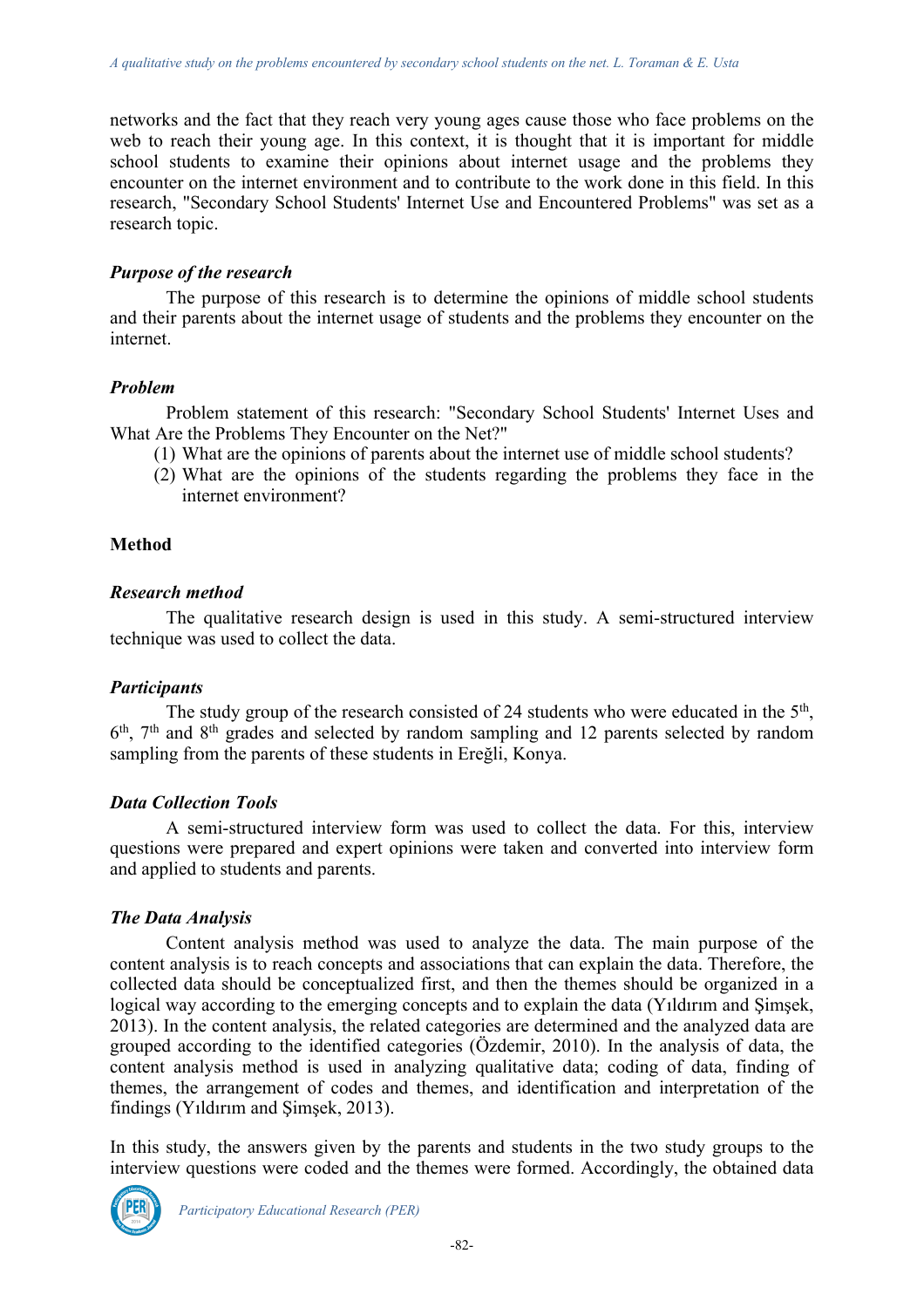networks and the fact that they reach very young ages cause those who face problems on the web to reach their young age. In this context, it is thought that it is important for middle school students to examine their opinions about internet usage and the problems they encounter on the internet environment and to contribute to the work done in this field. In this research, "Secondary School Students' Internet Use and Encountered Problems" was set as a research topic.

### *Purpose of the research*

The purpose of this research is to determine the opinions of middle school students and their parents about the internet usage of students and the problems they encounter on the internet.

### *Problem*

Problem statement of this research: "Secondary School Students' Internet Uses and What Are the Problems They Encounter on the Net?"

(1) What are the opinions of parents about the internet use of middle school students?
(2) What are the opinions of the students regarding the problems they face in the internet environment?

## Method

### *Research method*

The qualitative research design is used in this study. A semi-structured interview technique was used to collect the data.

### *Participants*

The study group of the research consisted of 24 students who were educated in the 5th, 6th, 7th and 8th grades and selected by random sampling and 12 parents selected by random sampling from the parents of these students in Ereğli, Konya.

### *Data Collection Tools*

A semi-structured interview form was used to collect the data. For this, interview questions were prepared and expert opinions were taken and converted into interview form and applied to students and parents.

### *The Data Analysis*

Content analysis method was used to analyze the data. The main purpose of the content analysis is to reach concepts and associations that can explain the data. Therefore, the collected data should be conceptualized first, and then the themes should be organized in a logical way according to the emerging concepts and to explain the data (Yıldırım and Şimşek, 2013). In the content analysis, the related categories are determined and the analyzed data are grouped according to the identified categories (Özdemir, 2010). In the analysis of data, the content analysis method is used in analyzing qualitative data; coding of data, finding of themes, the arrangement of codes and themes, and identification and interpretation of the findings (Yıldırım and Şimşek, 2013).

In this study, the answers given by the parents and students in the two study groups to the interview questions were coded and the themes were formed. Accordingly, the obtained data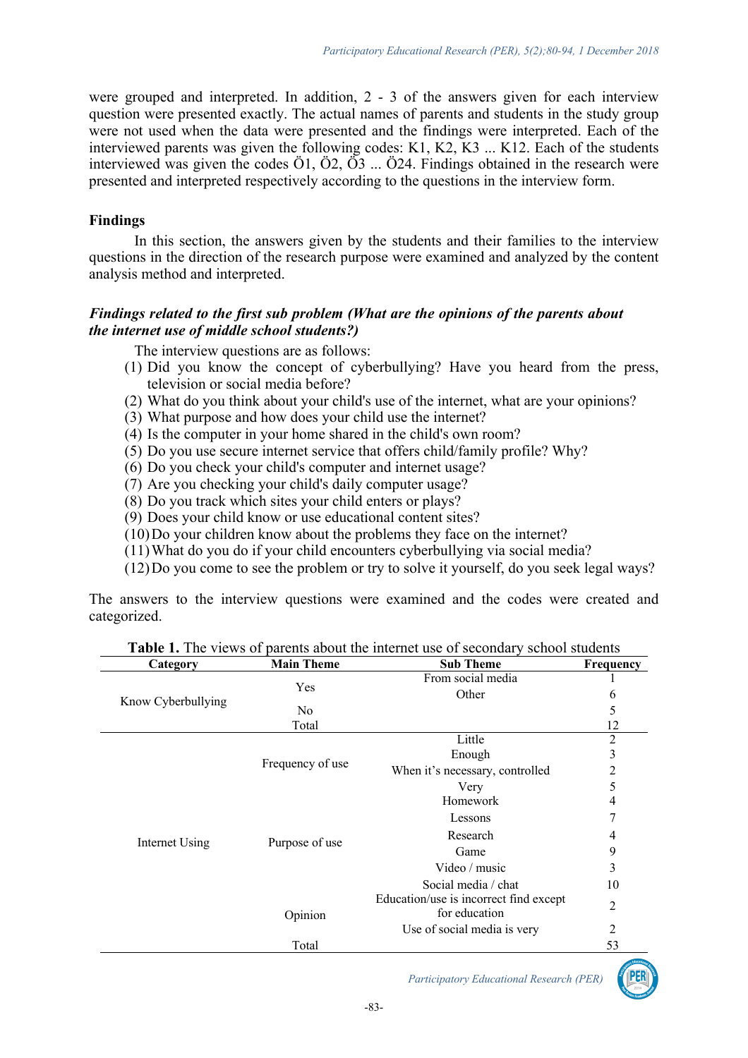were grouped and interpreted. In addition, 2 - 3 of the answers given for each interview question were presented exactly. The actual names of parents and students in the study group were not used when the data were presented and the findings were interpreted. Each of the interviewed parents was given the following codes: K1, K2, K3 ... K12. Each of the students interviewed was given the codes Ö1, Ö2, Ö3 ... Ö24. Findings obtained in the research were presented and interpreted respectively according to the questions in the interview form.

## Findings

In this section, the answers given by the students and their families to the interview questions in the direction of the research purpose were examined and analyzed by the content analysis method and interpreted.

### *Findings related to the first sub problem (What are the opinions of the parents about the internet use of middle school students?)*

The interview questions are as follows:

(1) Did you know the concept of cyberbullying? Have you heard from the press, television or social media before?
(2) What do you think about your child's use of the internet, what are your opinions?
(3) What purpose and how does your child use the internet?
(4) Is the computer in your home shared in the child's own room?
(5) Do you use secure internet service that offers child/family profile? Why?
(6) Do you check your child's computer and internet usage?
(7) Are you checking your child's daily computer usage?
(8) Do you track which sites your child enters or plays?
(9) Does your child know or use educational content sites?
(10) Do your children know about the problems they face on the internet?
(11) What do you do if your child encounters cyberbullying via social media?
(12) Do you come to see the problem or try to solve it yourself, do you seek legal ways?

The answers to the interview questions were examined and the codes were created and categorized.

**Table 1.** The views of parents about the internet use of secondary school students

| Category | Main Theme | Sub Theme | Frequency |
|---|---|---|---|
| Know Cyberbullying | Yes | From social media | 1 |
| | | Other | 6 |
| | No | | 5 |
| | Total | | 12 |
| Internet Using | Frequency of use | Little | 2 |
| | | Enough | 3 |
| | | When it's necessary, controlled | 2 |
| | | Very | 5 |
| | Purpose of use | Homework | 4 |
| | | Lessons | 7 |
| | | Research | 4 |
| | | Game | 9 |
| | | Video / music | 3 |
| | | Social media / chat | 10 |
| | Opinion | Education/use is incorrect find except for education | 2 |
| | | Use of social media is very | 2 |
| | Total | | 53 |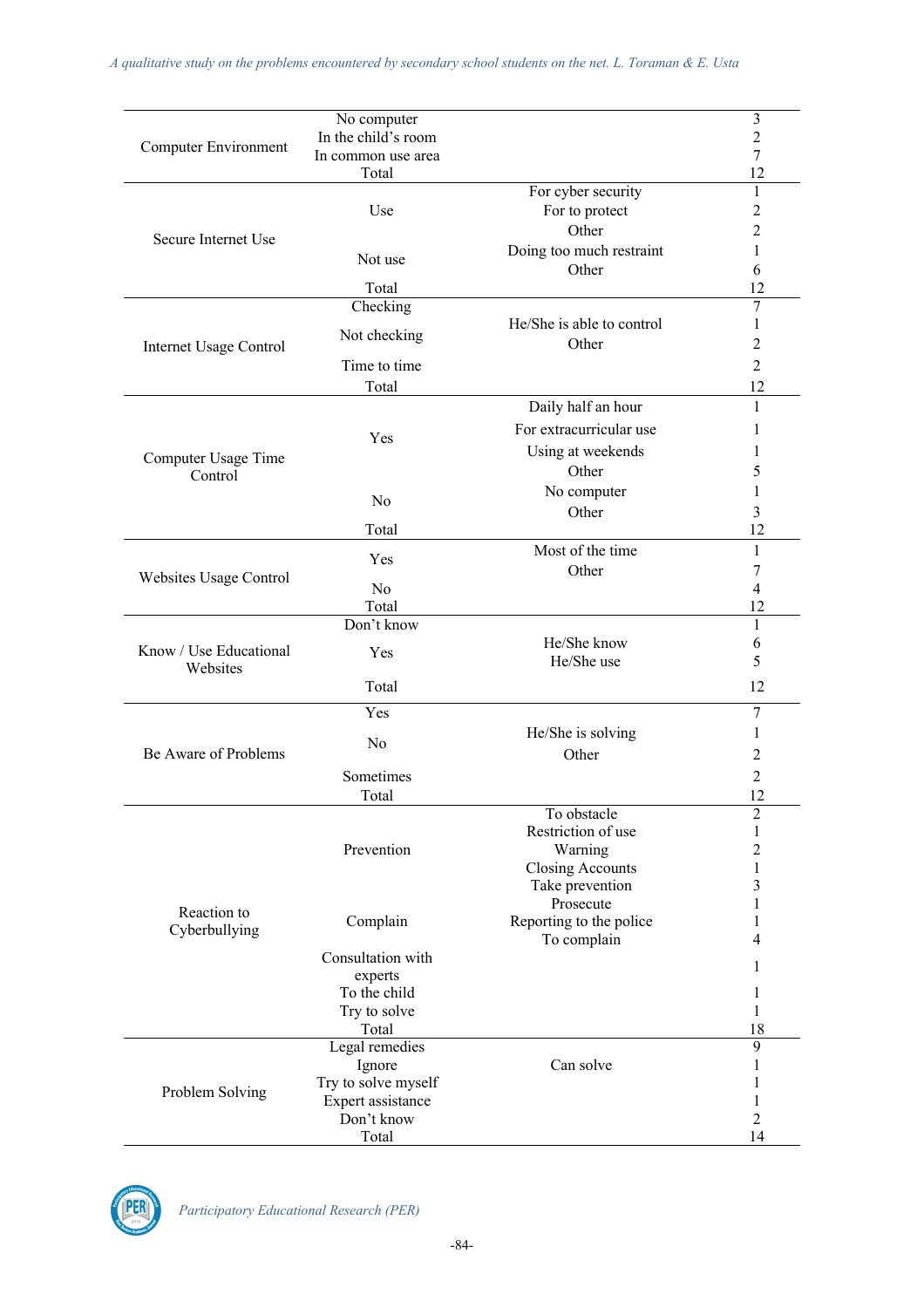| | | | |
|---|---|---|---|
| Computer Environment | No computer | | 3 |
| | In the child's room | | 2 |
| | In common use area | | 7 |
| | Total | | 12 |
| Secure Internet Use | Use | For cyber security | 1 |
| | | For to protect | 2 |
| | | Other | 2 |
| | Not use | Doing too much restraint | 1 |
| | | Other | 6 |
| | Total | | 12 |
| Internet Usage Control | Checking | | 7 |
| | Not checking | He/She is able to control | 1 |
| | | Other | 2 |
| | Time to time | | 2 |
| | Total | | 12 |
| Computer Usage Time Control | Yes | Daily half an hour | 1 |
| | | For extracurricular use | 1 |
| | | Using at weekends | 1 |
| | | Other | 5 |
| | No | No computer | 1 |
| | | Other | 3 |
| | Total | | 12 |
| Websites Usage Control | Yes | Most of the time | 1 |
| | | Other | 7 |
| | No | | 4 |
| | Total | | 12 |
| Know / Use Educational Websites | Don't know | | 1 |
| | Yes | He/She know | 6 |
| | | He/She use | 5 |
| | Total | | 12 |
| Be Aware of Problems | Yes | | 7 |
| | No | He/She is solving | 1 |
| | | Other | 2 |
| | Sometimes | | 2 |
| | Total | | 12 |
| Reaction to Cyberbullying | Prevention | To obstacle | 2 |
| | | Restriction of use | 1 |
| | | Warning | 2 |
| | | Closing Accounts | 1 |
| | | Take prevention | 3 |
| | Complain | Prosecute | 1 |
| | | Reporting to the police | 1 |
| | | To complain | 4 |
| | Consultation with experts | | 1 |
| | To the child | | 1 |
| | Try to solve | | 1 |
| | Total | | 18 |
| Problem Solving | Legal remedies | | 9 |
| | Ignore | Can solve | 1 |
| | Try to solve myself | | 1 |
| | Expert assistance | | 1 |
| | Don't know | | 2 |
| | Total | | 14 |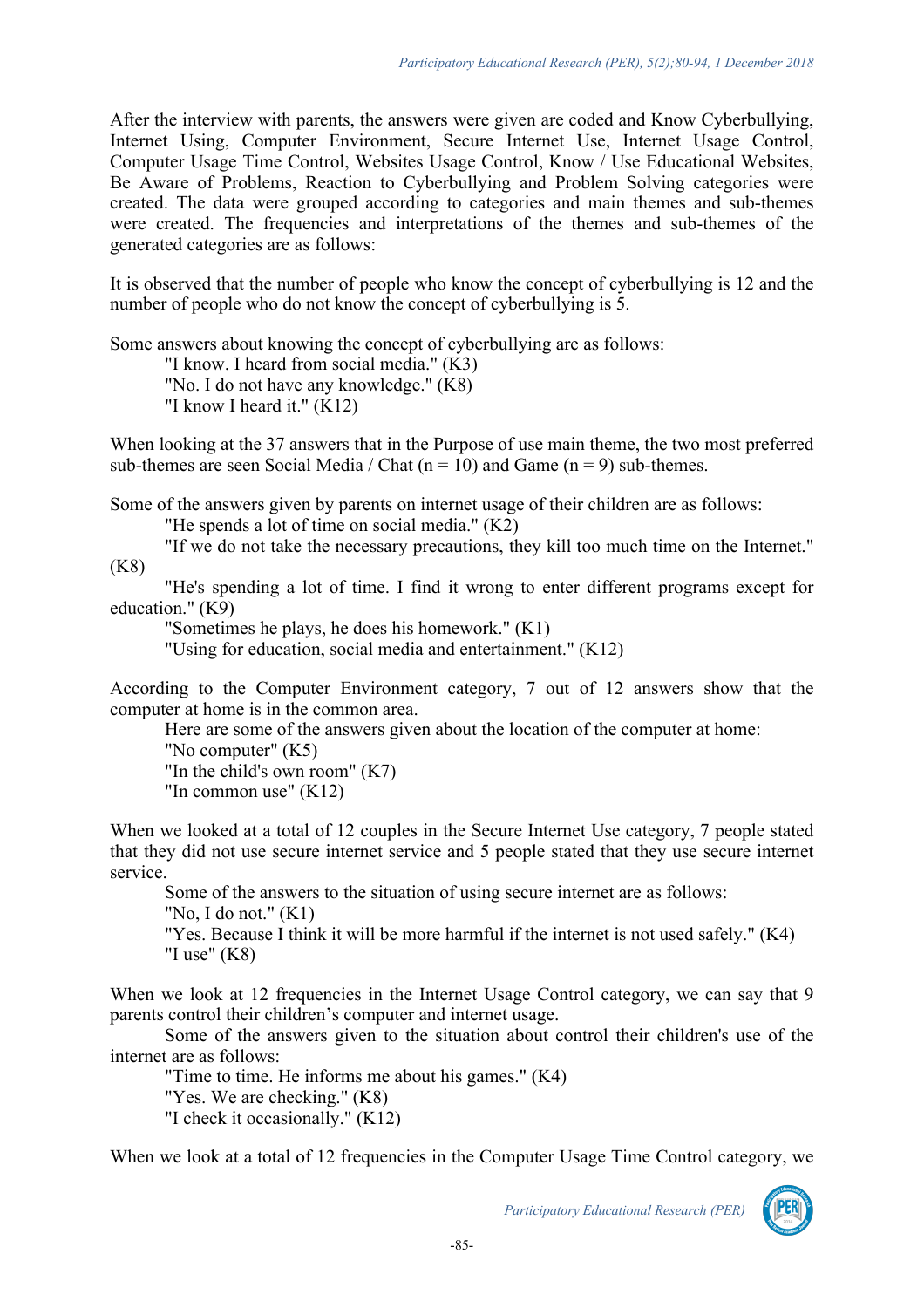After the interview with parents, the answers were given are coded and Know Cyberbullying, Internet Using, Computer Environment, Secure Internet Use, Internet Usage Control, Computer Usage Time Control, Websites Usage Control, Know / Use Educational Websites, Be Aware of Problems, Reaction to Cyberbullying and Problem Solving categories were created. The data were grouped according to categories and main themes and sub-themes were created. The frequencies and interpretations of the themes and sub-themes of the generated categories are as follows:

It is observed that the number of people who know the concept of cyberbullying is 12 and the number of people who do not know the concept of cyberbullying is 5.

Some answers about knowing the concept of cyberbullying are as follows:

"I know. I heard from social media." (K3)

"No. I do not have any knowledge." (K8)

"I know I heard it." (K12)

When looking at the 37 answers that in the Purpose of use main theme, the two most preferred sub-themes are seen Social Media / Chat (n = 10) and Game (n = 9) sub-themes.

Some of the answers given by parents on internet usage of their children are as follows:

"He spends a lot of time on social media." (K2)

"If we do not take the necessary precautions, they kill too much time on the Internet." (K8)

"He's spending a lot of time. I find it wrong to enter different programs except for education." (K9)

"Sometimes he plays, he does his homework." (K1)

"Using for education, social media and entertainment." (K12)

According to the Computer Environment category, 7 out of 12 answers show that the computer at home is in the common area.

Here are some of the answers given about the location of the computer at home:

"No computer" (K5)

"In the child's own room" (K7)

"In common use" (K12)

When we looked at a total of 12 couples in the Secure Internet Use category, 7 people stated that they did not use secure internet service and 5 people stated that they use secure internet service.

Some of the answers to the situation of using secure internet are as follows:

"No, I do not." (K1)

"Yes. Because I think it will be more harmful if the internet is not used safely." (K4)

"I use" (K8)

When we look at 12 frequencies in the Internet Usage Control category, we can say that 9 parents control their children's computer and internet usage.

Some of the answers given to the situation about control their children's use of the internet are as follows:

"Time to time. He informs me about his games." (K4)

"Yes. We are checking." (K8)

"I check it occasionally." (K12)

When we look at a total of 12 frequencies in the Computer Usage Time Control category, we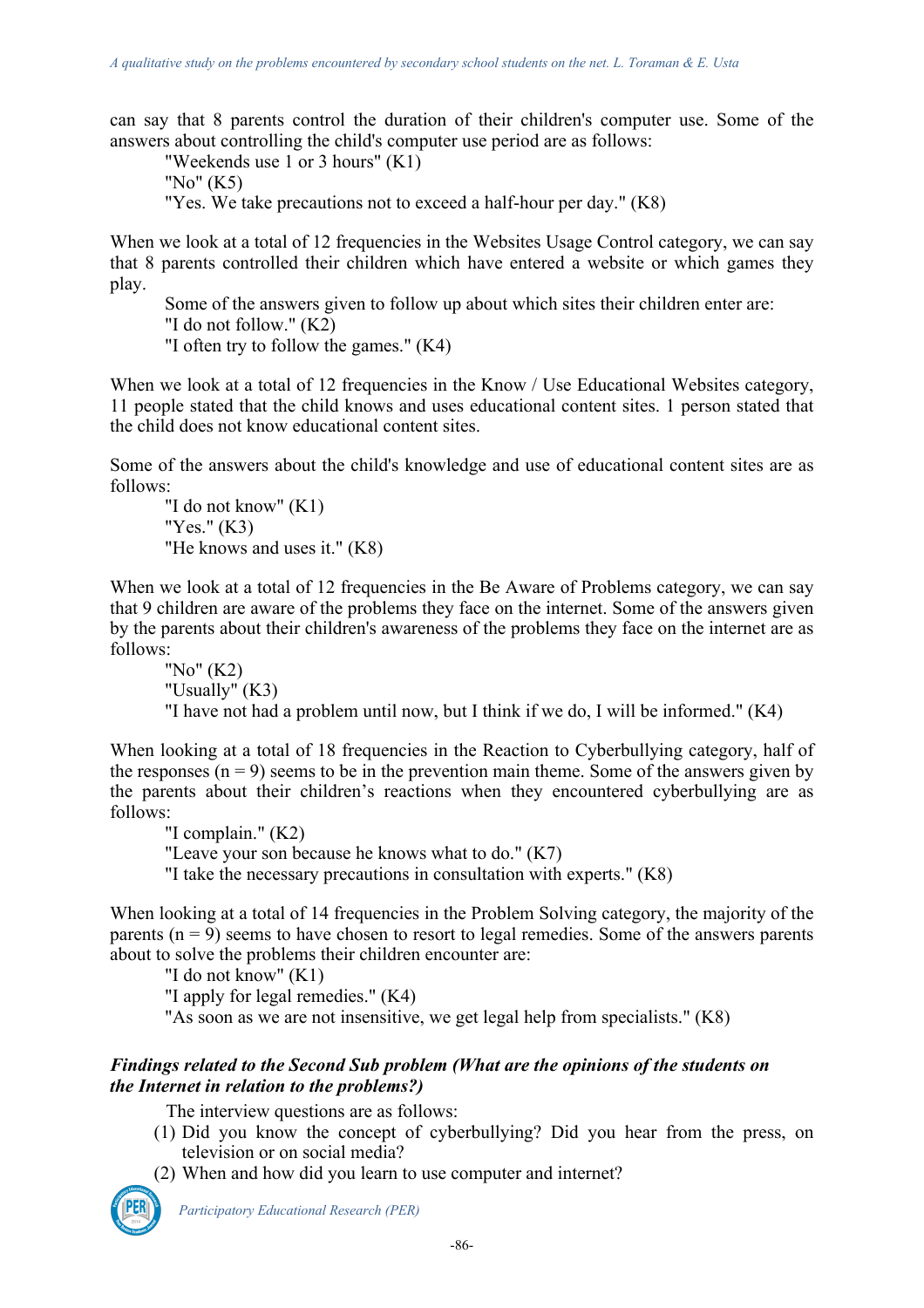can say that 8 parents control the duration of their children's computer use. Some of the answers about controlling the child's computer use period are as follows:

"Weekends use 1 or 3 hours" (K1)
"No" (K5)
"Yes. We take precautions not to exceed a half-hour per day." (K8)

When we look at a total of 12 frequencies in the Websites Usage Control category, we can say that 8 parents controlled their children which have entered a website or which games they play.

Some of the answers given to follow up about which sites their children enter are:
"I do not follow." (K2)
"I often try to follow the games." (K4)

When we look at a total of 12 frequencies in the Know / Use Educational Websites category, 11 people stated that the child knows and uses educational content sites. 1 person stated that the child does not know educational content sites.

Some of the answers about the child's knowledge and use of educational content sites are as follows:

"I do not know" (K1)
"Yes." (K3)
"He knows and uses it." (K8)

When we look at a total of 12 frequencies in the Be Aware of Problems category, we can say that 9 children are aware of the problems they face on the internet. Some of the answers given by the parents about their children's awareness of the problems they face on the internet are as follows:

"No" (K2)
"Usually" (K3)
"I have not had a problem until now, but I think if we do, I will be informed." (K4)

When looking at a total of 18 frequencies in the Reaction to Cyberbullying category, half of the responses (n = 9) seems to be in the prevention main theme. Some of the answers given by the parents about their children's reactions when they encountered cyberbullying are as follows:

"I complain." (K2)
"Leave your son because he knows what to do." (K7)
"I take the necessary precautions in consultation with experts." (K8)

When looking at a total of 14 frequencies in the Problem Solving category, the majority of the parents (n = 9) seems to have chosen to resort to legal remedies. Some of the answers parents about to solve the problems their children encounter are:

"I do not know" (K1)
"I apply for legal remedies." (K4)
"As soon as we are not insensitive, we get legal help from specialists." (K8)

***Findings related to the Second Sub problem (What are the opinions of the students on the Internet in relation to the problems?)***

The interview questions are as follows:

(1) Did you know the concept of cyberbullying? Did you hear from the press, on television or on social media?
(2) When and how did you learn to use computer and internet?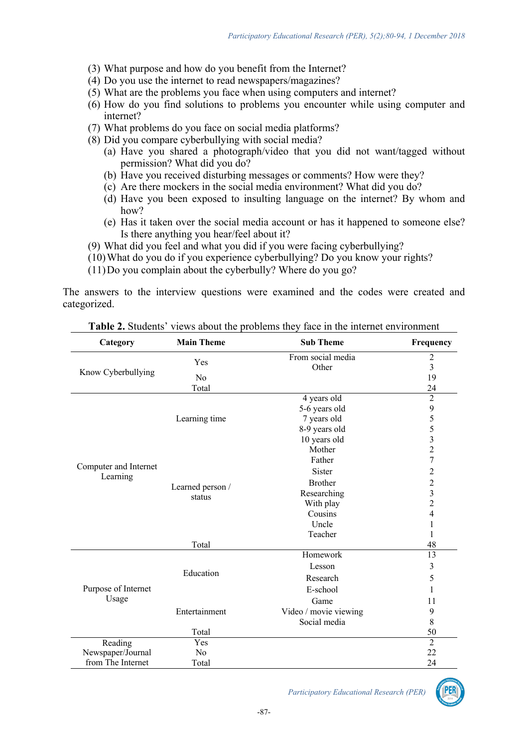(3) What purpose and how do you benefit from the Internet?
(4) Do you use the internet to read newspapers/magazines?
(5) What are the problems you face when using computers and internet?
(6) How do you find solutions to problems you encounter while using computer and internet?
(7) What problems do you face on social media platforms?
(8) Did you compare cyberbullying with social media?
  (a) Have you shared a photograph/video that you did not want/tagged without permission? What did you do?
  (b) Have you received disturbing messages or comments? How were they?
  (c) Are there mockers in the social media environment? What did you do?
  (d) Have you been exposed to insulting language on the internet? By whom and how?
  (e) Has it taken over the social media account or has it happened to someone else? Is there anything you hear/feel about it?
(9) What did you feel and what you did if you were facing cyberbullying?
(10) What do you do if you experience cyberbullying? Do you know your rights?
(11) Do you complain about the cyberbully? Where do you go?

The answers to the interview questions were examined and the codes were created and categorized.

**Table 2.** Students' views about the problems they face in the internet environment

| Category | Main Theme | Sub Theme | Frequency |
|---|---|---|---|
| Know Cyberbullying | Yes | From social media | 2 |
| | | Other | 3 |
| | No | | 19 |
| | Total | | 24 |
| Computer and Internet Learning | Learning time | 4 years old | 2 |
| | | 5-6 years old | 9 |
| | | 7 years old | 5 |
| | | 8-9 years old | 5 |
| | | 10 years old | 3 |
| | Learned person / status | Mother | 2 |
| | | Father | 7 |
| | | Sister | 2 |
| | | Brother | 2 |
| | | Researching | 3 |
| | | With play | 2 |
| | | Cousins | 4 |
| | | Uncle | 1 |
| | | Teacher | 1 |
| | Total | | 48 |
| Purpose of Internet Usage | Education | Homework | 13 |
| | | Lesson | 3 |
| | | Research | 5 |
| | | E-school | 1 |
| | Entertainment | Game | 11 |
| | | Video / movie viewing | 9 |
| | | Social media | 8 |
| | Total | | 50 |
| Reading Newspaper/Journal from The Internet | Yes | | 2 |
| | No | | 22 |
| | Total | | 24 |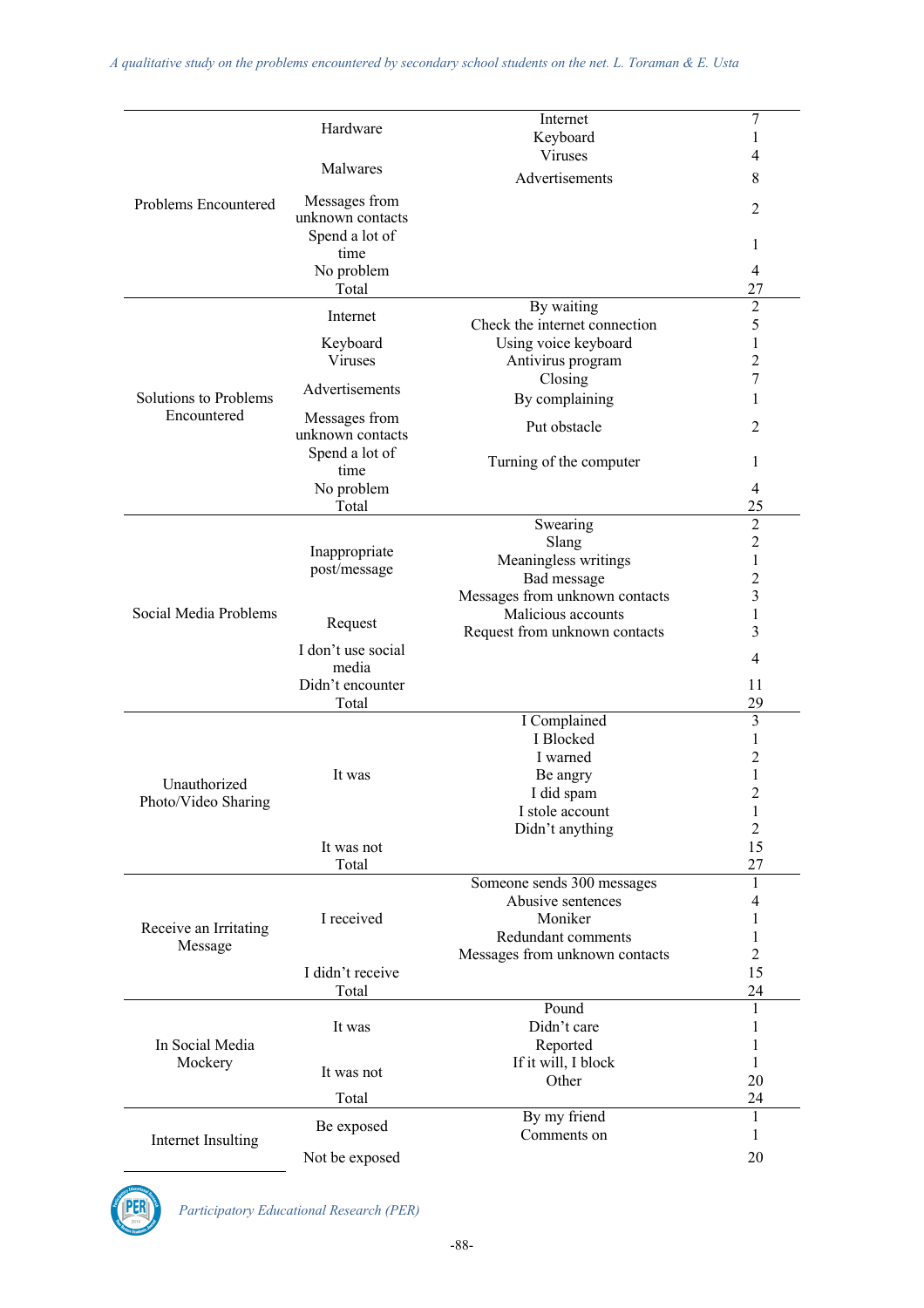| | | | |
|---|---|---|---|
| Problems Encountered | Hardware | Internet | 7 |
| | | Keyboard | 1 |
| | Malwares | Viruses | 4 |
| | | Advertisements | 8 |
| | Messages from unknown contacts | | 2 |
| | Spend a lot of time | | 1 |
| | No problem | | 4 |
| | Total | | 27 |
| Solutions to Problems Encountered | Internet | By waiting | 2 |
| | | Check the internet connection | 5 |
| | Keyboard | Using voice keyboard | 1 |
| | Viruses | Antivirus program | 2 |
| | Advertisements | Closing | 7 |
| | | By complaining | 1 |
| | Messages from unknown contacts | Put obstacle | 2 |
| | Spend a lot of time | Turning of the computer | 1 |
| | No problem | | 4 |
| | Total | | 25 |
| Social Media Problems | Inappropriate post/message | Swearing | 2 |
| | | Slang | 2 |
| | | Meaningless writings | 1 |
| | | Bad message | 2 |
| | | Messages from unknown contacts | 3 |
| | Request | Malicious accounts | 1 |
| | | Request from unknown contacts | 3 |
| | I don't use social media | | 4 |
| | Didn't encounter | | 11 |
| | Total | | 29 |
| Unauthorized Photo/Video Sharing | It was | I Complained | 3 |
| | | I Blocked | 1 |
| | | I warned | 2 |
| | | Be angry | 1 |
| | | I did spam | 2 |
| | | I stole account | 1 |
| | | Didn't anything | 2 |
| | It was not | | 15 |
| | Total | | 27 |
| Receive an Irritating Message | I received | Someone sends 300 messages | 1 |
| | | Abusive sentences | 4 |
| | | Moniker | 1 |
| | | Redundant comments | 1 |
| | | Messages from unknown contacts | 2 |
| | I didn't receive | | 15 |
| | Total | | 24 |
| In Social Media Mockery | It was | Pound | 1 |
| | | Didn't care | 1 |
| | | Reported | 1 |
| | It was not | If it will, I block | 1 |
| | | Other | 20 |
| | Total | | 24 |
| Internet Insulting | Be exposed | By my friend | 1 |
| | | Comments on | 1 |
| | Not be exposed | | 20 |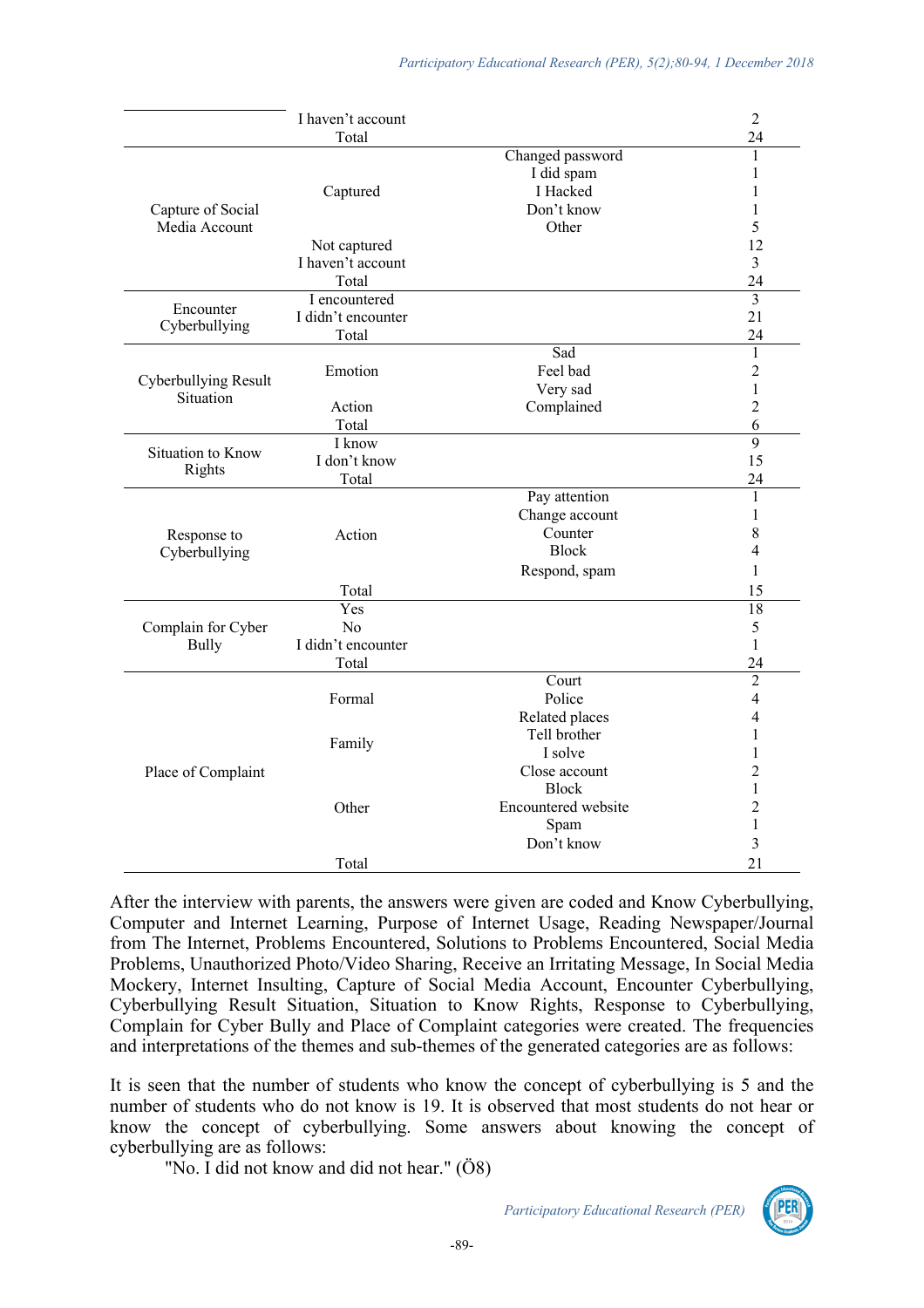| | | | |
|---|---|---|---|
| | I haven't account | | 2 |
| | Total | | 24 |
| Capture of Social Media Account | Captured | Changed password | 1 |
| | | I did spam | 1 |
| | | I Hacked | 1 |
| | | Don't know | 1 |
| | | Other | 5 |
| | Not captured | | 12 |
| | I haven't account | | 3 |
| | Total | | 24 |
| Encounter Cyberbullying | I encountered | | 3 |
| | I didn't encounter | | 21 |
| | Total | | 24 |
| Cyberbullying Result Situation | Emotion | Sad | 1 |
| | | Feel bad | 2 |
| | | Very sad | 1 |
| | Action | Complained | 2 |
| | Total | | 6 |
| Situation to Know Rights | I know | | 9 |
| | I don't know | | 15 |
| | Total | | 24 |
| Response to Cyberbullying | Action | Pay attention | 1 |
| | | Change account | 1 |
| | | Counter | 8 |
| | | Block | 4 |
| | | Respond, spam | 1 |
| | Total | | 15 |
| Complain for Cyber Bully | Yes | | 18 |
| | No | | 5 |
| | I didn't encounter | | 1 |
| | Total | | 24 |
| Place of Complaint | Formal | Court | 2 |
| | | Police | 4 |
| | | Related places | 4 |
| | Family | Tell brother | 1 |
| | | I solve | 1 |
| | Other | Close account | 2 |
| | | Block | 1 |
| | | Encountered website | 2 |
| | | Spam | 1 |
| | | Don't know | 3 |
| | Total | | 21 |

After the interview with parents, the answers were given are coded and Know Cyberbullying, Computer and Internet Learning, Purpose of Internet Usage, Reading Newspaper/Journal from The Internet, Problems Encountered, Solutions to Problems Encountered, Social Media Problems, Unauthorized Photo/Video Sharing, Receive an Irritating Message, In Social Media Mockery, Internet Insulting, Capture of Social Media Account, Encounter Cyberbullying, Cyberbullying Result Situation, Situation to Know Rights, Response to Cyberbullying, Complain for Cyber Bully and Place of Complaint categories were created. The frequencies and interpretations of the themes and sub-themes of the generated categories are as follows:

It is seen that the number of students who know the concept of cyberbullying is 5 and the number of students who do not know is 19. It is observed that most students do not hear or know the concept of cyberbullying. Some answers about knowing the concept of cyberbullying are as follows:

"No. I did not know and did not hear." (Ö8)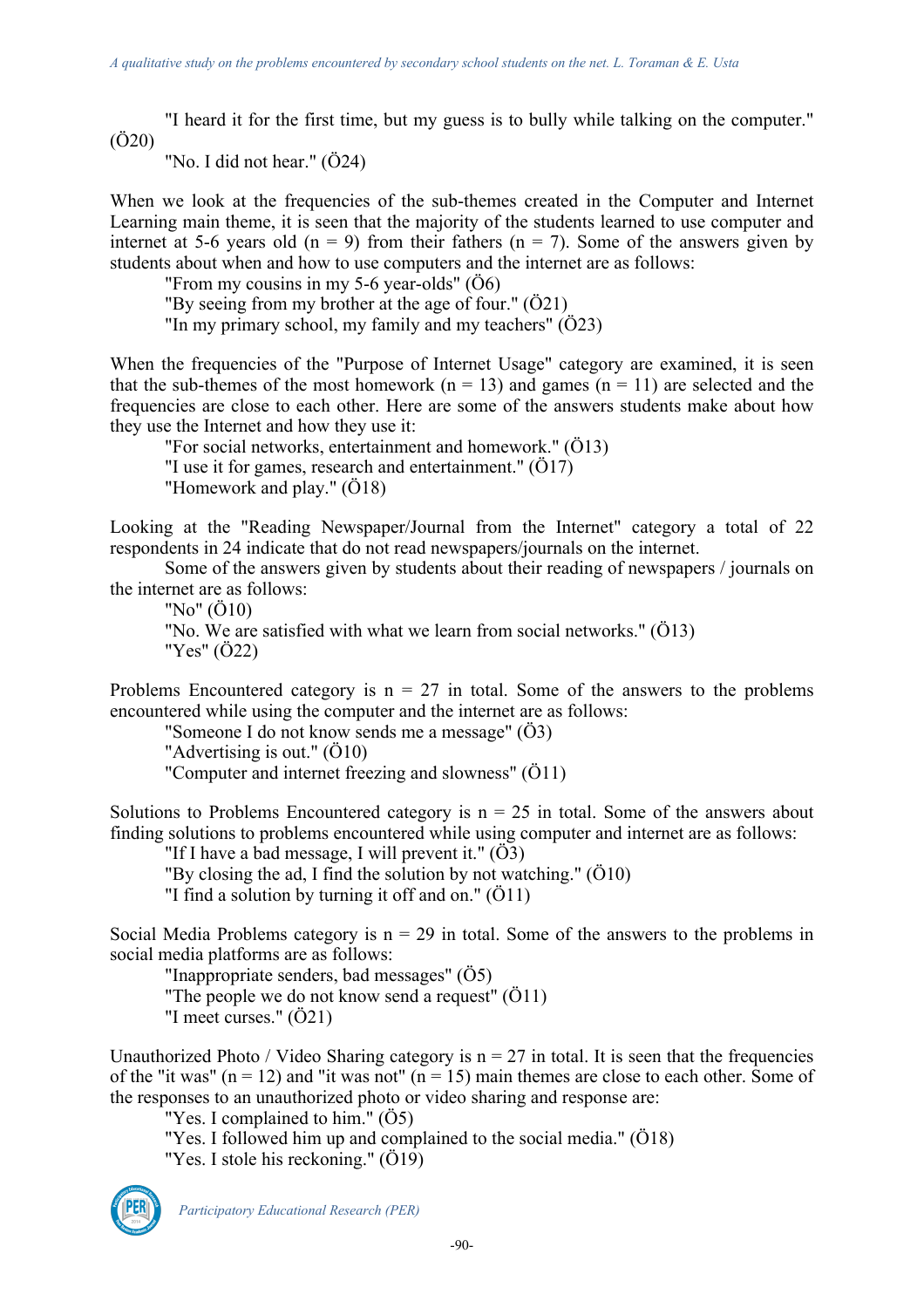"I heard it for the first time, but my guess is to bully while talking on the computer." (Ö20)

"No. I did not hear." (Ö24)

When we look at the frequencies of the sub-themes created in the Computer and Internet Learning main theme, it is seen that the majority of the students learned to use computer and internet at 5-6 years old (n = 9) from their fathers (n = 7). Some of the answers given by students about when and how to use computers and the internet are as follows:

"From my cousins in my 5-6 year-olds" (Ö6)

"By seeing from my brother at the age of four." (Ö21)

"In my primary school, my family and my teachers" (Ö23)

When the frequencies of the "Purpose of Internet Usage" category are examined, it is seen that the sub-themes of the most homework (n = 13) and games (n = 11) are selected and the frequencies are close to each other. Here are some of the answers students make about how they use the Internet and how they use it:

"For social networks, entertainment and homework." (Ö13)

"I use it for games, research and entertainment." (Ö17)

"Homework and play." (Ö18)

Looking at the "Reading Newspaper/Journal from the Internet" category a total of 22 respondents in 24 indicate that do not read newspapers/journals on the internet.

Some of the answers given by students about their reading of newspapers / journals on the internet are as follows:

"No" (Ö10)

"No. We are satisfied with what we learn from social networks." (Ö13)

"Yes" (Ö22)

Problems Encountered category is n = 27 in total. Some of the answers to the problems encountered while using the computer and the internet are as follows:

"Someone I do not know sends me a message" (Ö3)

"Advertising is out." (Ö10)

"Computer and internet freezing and slowness" (Ö11)

Solutions to Problems Encountered category is n = 25 in total. Some of the answers about finding solutions to problems encountered while using computer and internet are as follows:

"If I have a bad message, I will prevent it." (Ö3)

"By closing the ad, I find the solution by not watching." (Ö10)

"I find a solution by turning it off and on." (Ö11)

Social Media Problems category is n = 29 in total. Some of the answers to the problems in social media platforms are as follows:

"Inappropriate senders, bad messages" (Ö5)

"The people we do not know send a request" (Ö11)

"I meet curses." (Ö21)

Unauthorized Photo / Video Sharing category is n = 27 in total. It is seen that the frequencies of the "it was" (n = 12) and "it was not" (n = 15) main themes are close to each other. Some of the responses to an unauthorized photo or video sharing and response are:

"Yes. I complained to him." (Ö5)

"Yes. I followed him up and complained to the social media." (Ö18)

"Yes. I stole his reckoning." (Ö19)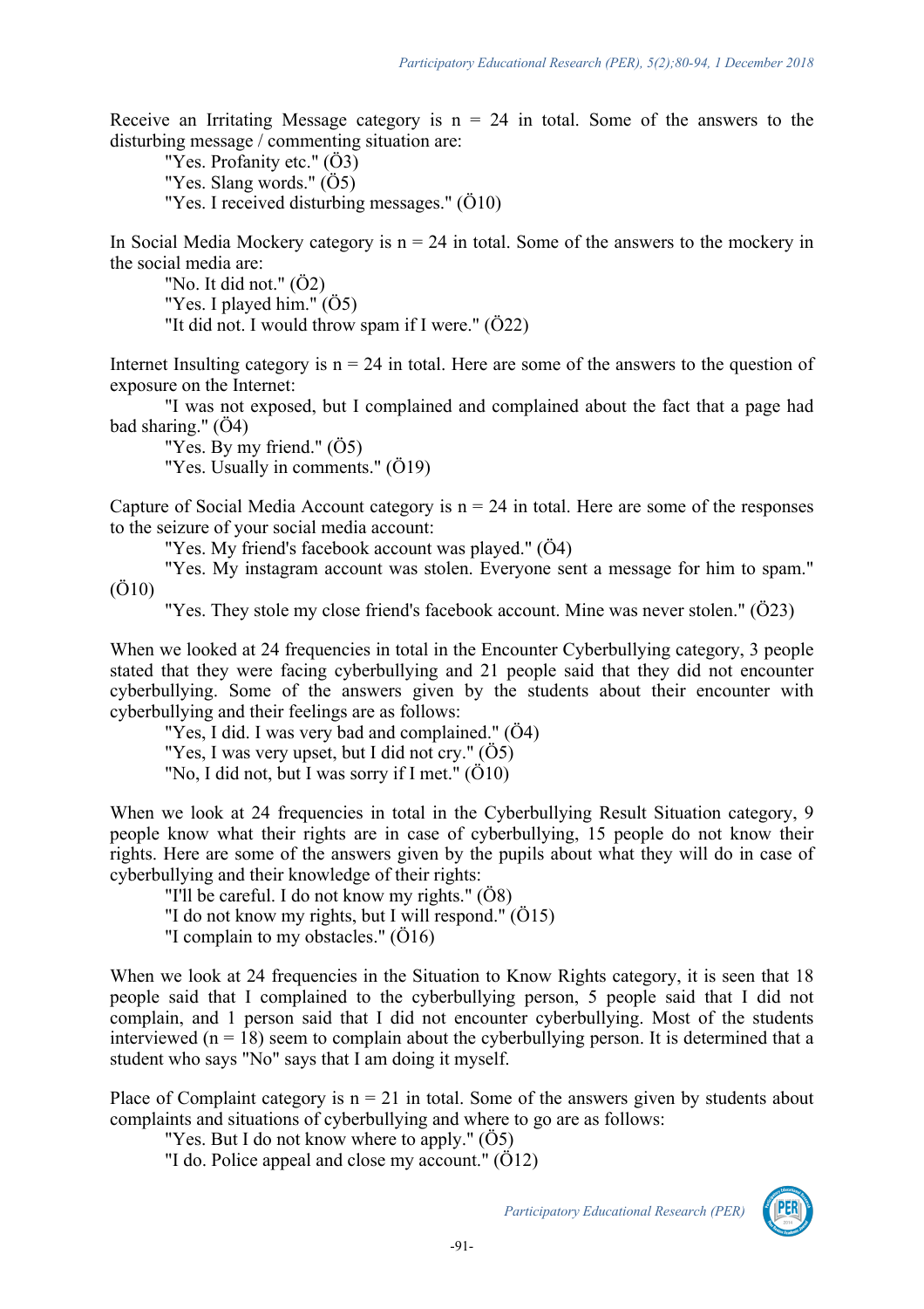Receive an Irritating Message category is n = 24 in total. Some of the answers to the disturbing message / commenting situation are:

"Yes. Profanity etc." (Ö3)

"Yes. Slang words." (Ö5)

"Yes. I received disturbing messages." (Ö10)

In Social Media Mockery category is n = 24 in total. Some of the answers to the mockery in the social media are:

"No. It did not." (Ö2)

"Yes. I played him." (Ö5)

"It did not. I would throw spam if I were." (Ö22)

Internet Insulting category is n = 24 in total. Here are some of the answers to the question of exposure on the Internet:

"I was not exposed, but I complained and complained about the fact that a page had bad sharing." (Ö4)

"Yes. By my friend." (Ö5)

"Yes. Usually in comments." (Ö19)

Capture of Social Media Account category is n = 24 in total. Here are some of the responses to the seizure of your social media account:

"Yes. My friend's facebook account was played." (Ö4)

"Yes. My instagram account was stolen. Everyone sent a message for him to spam." (Ö10)

"Yes. They stole my close friend's facebook account. Mine was never stolen." (Ö23)

When we looked at 24 frequencies in total in the Encounter Cyberbullying category, 3 people stated that they were facing cyberbullying and 21 people said that they did not encounter cyberbullying. Some of the answers given by the students about their encounter with cyberbullying and their feelings are as follows:

"Yes, I did. I was very bad and complained." (Ö4)

"Yes, I was very upset, but I did not cry." (Ö5)

"No, I did not, but I was sorry if I met." (Ö10)

When we look at 24 frequencies in total in the Cyberbullying Result Situation category, 9 people know what their rights are in case of cyberbullying, 15 people do not know their rights. Here are some of the answers given by the pupils about what they will do in case of cyberbullying and their knowledge of their rights:

"I'll be careful. I do not know my rights." (Ö8)

"I do not know my rights, but I will respond." (Ö15)

"I complain to my obstacles." (Ö16)

When we look at 24 frequencies in the Situation to Know Rights category, it is seen that 18 people said that I complained to the cyberbullying person, 5 people said that I did not complain, and 1 person said that I did not encounter cyberbullying. Most of the students interviewed (n = 18) seem to complain about the cyberbullying person. It is determined that a student who says "No" says that I am doing it myself.

Place of Complaint category is n = 21 in total. Some of the answers given by students about complaints and situations of cyberbullying and where to go are as follows:

"Yes. But I do not know where to apply." (Ö5)

"I do. Police appeal and close my account." (Ö12)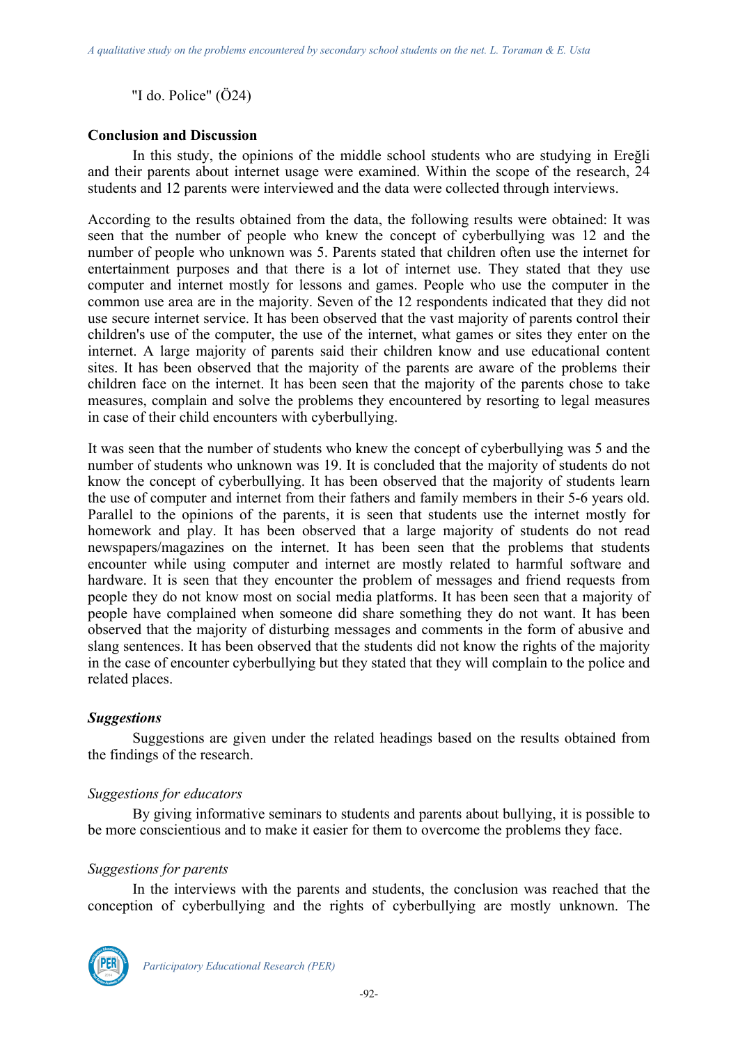"I do. Police" (Ö24)

## Conclusion and Discussion

In this study, the opinions of the middle school students who are studying in Ereğli and their parents about internet usage were examined. Within the scope of the research, 24 students and 12 parents were interviewed and the data were collected through interviews.

According to the results obtained from the data, the following results were obtained: It was seen that the number of people who knew the concept of cyberbullying was 12 and the number of people who unknown was 5. Parents stated that children often use the internet for entertainment purposes and that there is a lot of internet use. They stated that they use computer and internet mostly for lessons and games. People who use the computer in the common use area are in the majority. Seven of the 12 respondents indicated that they did not use secure internet service. It has been observed that the vast majority of parents control their children's use of the computer, the use of the internet, what games or sites they enter on the internet. A large majority of parents said their children know and use educational content sites. It has been observed that the majority of the parents are aware of the problems their children face on the internet. It has been seen that the majority of the parents chose to take measures, complain and solve the problems they encountered by resorting to legal measures in case of their child encounters with cyberbullying.

It was seen that the number of students who knew the concept of cyberbullying was 5 and the number of students who unknown was 19. It is concluded that the majority of students do not know the concept of cyberbullying. It has been observed that the majority of students learn the use of computer and internet from their fathers and family members in their 5-6 years old. Parallel to the opinions of the parents, it is seen that students use the internet mostly for homework and play. It has been observed that a large majority of students do not read newspapers/magazines on the internet. It has been seen that the problems that students encounter while using computer and internet are mostly related to harmful software and hardware. It is seen that they encounter the problem of messages and friend requests from people they do not know most on social media platforms. It has been seen that a majority of people have complained when someone did share something they do not want. It has been observed that the majority of disturbing messages and comments in the form of abusive and slang sentences. It has been observed that the students did not know the rights of the majority in the case of encounter cyberbullying but they stated that they will complain to the police and related places.

### *Suggestions*

Suggestions are given under the related headings based on the results obtained from the findings of the research.

#### *Suggestions for educators*

By giving informative seminars to students and parents about bullying, it is possible to be more conscientious and to make it easier for them to overcome the problems they face.

#### *Suggestions for parents*

In the interviews with the parents and students, the conclusion was reached that the conception of cyberbullying and the rights of cyberbullying are mostly unknown. The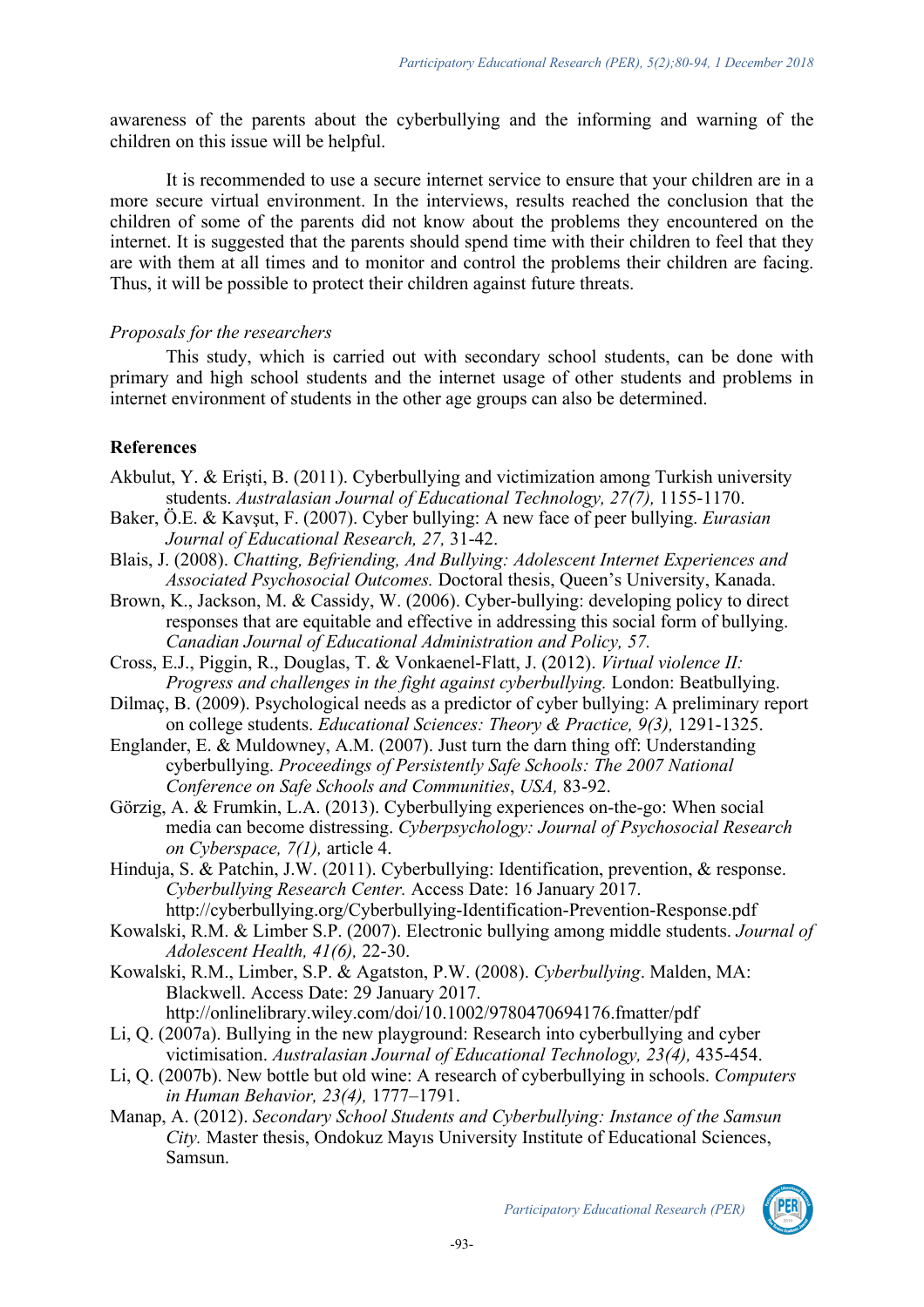awareness of the parents about the cyberbullying and the informing and warning of the children on this issue will be helpful.

It is recommended to use a secure internet service to ensure that your children are in a more secure virtual environment. In the interviews, results reached the conclusion that the children of some of the parents did not know about the problems they encountered on the internet. It is suggested that the parents should spend time with their children to feel that they are with them at all times and to monitor and control the problems their children are facing. Thus, it will be possible to protect their children against future threats.

*Proposals for the researchers*

This study, which is carried out with secondary school students, can be done with primary and high school students and the internet usage of other students and problems in internet environment of students in the other age groups can also be determined.

## References

Akbulut, Y. & Erişti, B. (2011). Cyberbullying and victimization among Turkish university students. *Australasian Journal of Educational Technology, 27(7),* 1155-1170.

Baker, Ö.E. & Kavşut, F. (2007). Cyber bullying: A new face of peer bullying. *Eurasian Journal of Educational Research, 27,* 31-42.

Blais, J. (2008). *Chatting, Befriending, And Bullying: Adolescent Internet Experiences and Associated Psychosocial Outcomes.* Doctoral thesis, Queen's University, Kanada.

Brown, K., Jackson, M. & Cassidy, W. (2006). Cyber-bullying: developing policy to direct responses that are equitable and effective in addressing this social form of bullying. *Canadian Journal of Educational Administration and Policy, 57.*

Cross, E.J., Piggin, R., Douglas, T. & Vonkaenel-Flatt, J. (2012). *Virtual violence II: Progress and challenges in the fight against cyberbullying.* London: Beatbullying.

Dilmaç, B. (2009). Psychological needs as a predictor of cyber bullying: A preliminary report on college students. *Educational Sciences: Theory & Practice, 9(3),* 1291-1325.

Englander, E. & Muldowney, A.M. (2007). Just turn the darn thing off: Understanding cyberbullying. *Proceedings of Persistently Safe Schools: The 2007 National Conference on Safe Schools and Communities*, *USA,* 83-92.

Görzig, A. & Frumkin, L.A. (2013). Cyberbullying experiences on-the-go: When social media can become distressing. *Cyberpsychology: Journal of Psychosocial Research on Cyberspace, 7(1),* article 4.

Hinduja, S. & Patchin, J.W. (2011). Cyberbullying: Identification, prevention, & response. *Cyberbullying Research Center.* Access Date: 16 January 2017. http://cyberbullying.org/Cyberbullying-Identification-Prevention-Response.pdf

Kowalski, R.M. & Limber S.P. (2007). Electronic bullying among middle students. *Journal of Adolescent Health, 41(6),* 22-30.

Kowalski, R.M., Limber, S.P. & Agatston, P.W. (2008). *Cyberbullying*. Malden, MA: Blackwell. Access Date: 29 January 2017. http://onlinelibrary.wiley.com/doi/10.1002/9780470694176.fmatter/pdf

Li, Q. (2007a). Bullying in the new playground: Research into cyberbullying and cyber victimisation. *Australasian Journal of Educational Technology, 23(4),* 435-454.

Li, Q. (2007b). New bottle but old wine: A research of cyberbullying in schools. *Computers in Human Behavior, 23(4),* 1777–1791.

Manap, A. (2012). *Secondary School Students and Cyberbullying: Instance of the Samsun City.* Master thesis, Ondokuz Mayıs University Institute of Educational Sciences, Samsun.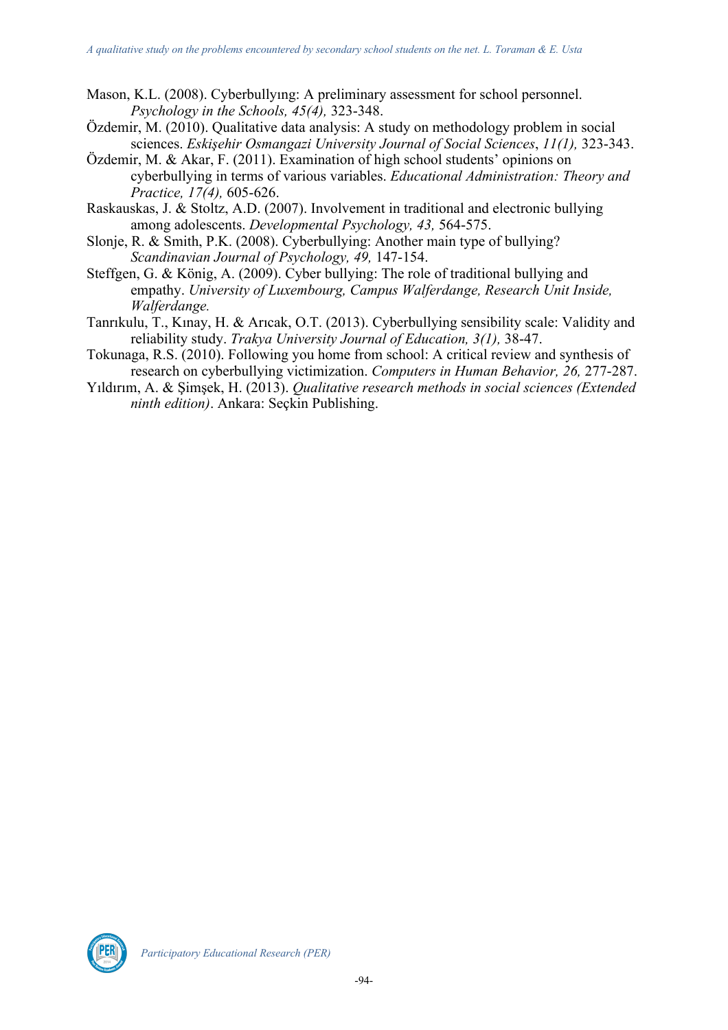Mason, K.L. (2008). Cyberbullyıng: A preliminary assessment for school personnel. *Psychology in the Schools, 45(4),* 323-348.

Özdemir, M. (2010). Qualitative data analysis: A study on methodology problem in social sciences. *Eskişehir Osmangazi University Journal of Social Sciences*, *11(1),* 323-343.

Özdemir, M. & Akar, F. (2011). Examination of high school students' opinions on cyberbullying in terms of various variables. *Educational Administration: Theory and Practice, 17(4),* 605-626.

Raskauskas, J. & Stoltz, A.D. (2007). Involvement in traditional and electronic bullying among adolescents. *Developmental Psychology, 43,* 564-575.

Slonje, R. & Smith, P.K. (2008). Cyberbullying: Another main type of bullying? *Scandinavian Journal of Psychology, 49,* 147-154.

Steffgen, G. & König, A. (2009). Cyber bullying: The role of traditional bullying and empathy. *University of Luxembourg, Campus Walferdange, Research Unit Inside, Walferdange.*

Tanrıkulu, T., Kınay, H. & Arıcak, O.T. (2013). Cyberbullying sensibility scale: Validity and reliability study. *Trakya University Journal of Education, 3(1),* 38-47.

Tokunaga, R.S. (2010). Following you home from school: A critical review and synthesis of research on cyberbullying victimization. *Computers in Human Behavior, 26,* 277-287.

Yıldırım, A. & Şimşek, H. (2013). *Qualitative research methods in social sciences (Extended ninth edition)*. Ankara: Seçkin Publishing.